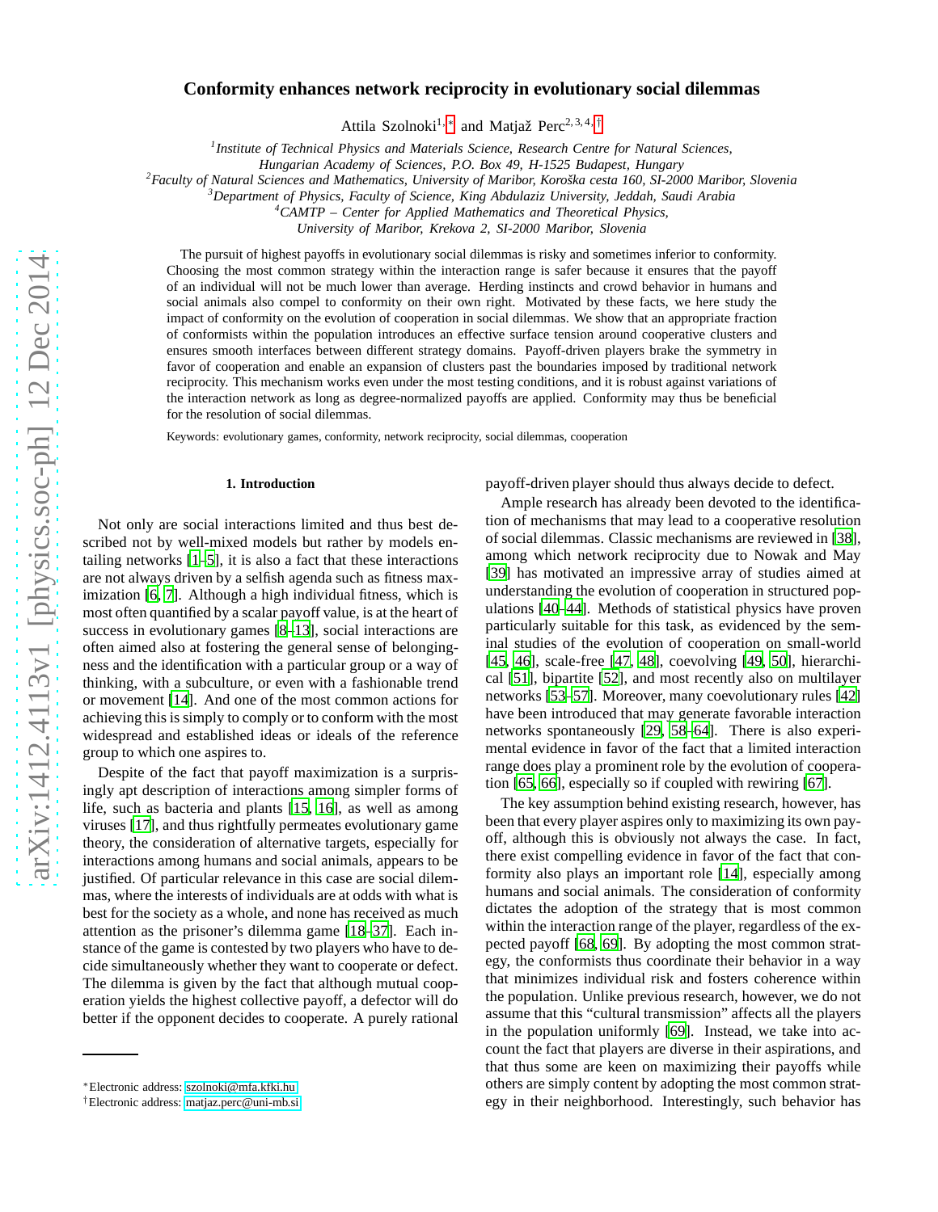# Conformity enhances network reciprocity in evolutionary social dilemmas

Attila Szolnoki[1,*] and Matjaž Perc[2,3,4,†]

[1] *Institute of Technical Physics and Materials Science, Research Centre for Natural Sciences, Hungarian Academy of Sciences, P.O. Box 49, H-1525 Budapest, Hungary*
[2] *Faculty of Natural Sciences and Mathematics, University of Maribor, Koroška cesta 160, SI-2000 Maribor, Slovenia*
[3] *Department of Physics, Faculty of Science, King Abdulaziz University, Jeddah, Saudi Arabia*
[4] *CAMTP – Center for Applied Mathematics and Theoretical Physics, University of Maribor, Krekova 2, SI-2000 Maribor, Slovenia*

The pursuit of highest payoffs in evolutionary social dilemmas is risky and sometimes inferior to conformity. Choosing the most common strategy within the interaction range is safer because it ensures that the payoff of an individual will not be much lower than average. Herding instincts and crowd behavior in humans and social animals also compel to conformity on their own right. Motivated by these facts, we here study the impact of conformity on the evolution of cooperation in social dilemmas. We show that an appropriate fraction of conformists within the population introduces an effective surface tension around cooperative clusters and ensures smooth interfaces between different strategy domains. Payoff-driven players brake the symmetry in favor of cooperation and enable an expansion of clusters past the boundaries imposed by traditional network reciprocity. This mechanism works even under the most testing conditions, and it is robust against variations of the interaction network as long as degree-normalized payoffs are applied. Conformity may thus be beneficial for the resolution of social dilemmas.

Keywords: evolutionary games, conformity, network reciprocity, social dilemmas, cooperation

## 1. Introduction

Not only are social interactions limited and thus best described not by well-mixed models but rather by models entailing networks [1–5], it is also a fact that these interactions are not always driven by a selfish agenda such as fitness maximization [6, 7]. Although a high individual fitness, which is most often quantified by a scalar payoff value, is at the heart of success in evolutionary games [8–13], social interactions are often aimed also at fostering the general sense of belongingness and the identification with a particular group or a way of thinking, with a subculture, or even with a fashionable trend or movement [14]. And one of the most common actions for achieving this is simply to comply or to conform with the most widespread and established ideas or ideals of the reference group to which one aspires to.

Despite of the fact that payoff maximization is a surprisingly apt description of interactions among simpler forms of life, such as bacteria and plants [15, 16], as well as among viruses [17], and thus rightfully permeates evolutionary game theory, the consideration of alternative targets, especially for interactions among humans and social animals, appears to be justified. Of particular relevance in this case are social dilemmas, where the interests of individuals are at odds with what is best for the society as a whole, and none has received as much attention as the prisoner's dilemma game [18–37]. Each instance of the game is contested by two players who have to decide simultaneously whether they want to cooperate or defect. The dilemma is given by the fact that although mutual cooperation yields the highest collective payoff, a defector will do better if the opponent decides to cooperate. A purely rational payoff-driven player should thus always decide to defect.

Ample research has already been devoted to the identification of mechanisms that may lead to a cooperative resolution of social dilemmas. Classic mechanisms are reviewed in [38], among which network reciprocity due to Nowak and May [39] has motivated an impressive array of studies aimed at understanding the evolution of cooperation in structured populations [40–44]. Methods of statistical physics have proven particularly suitable for this task, as evidenced by the seminal studies of the evolution of cooperation on small-world [45, 46], scale-free [47, 48], coevolving [49, 50], hierarchical [51], bipartite [52], and most recently also on multilayer networks [53–57]. Moreover, many coevolutionary rules [42] have been introduced that may generate favorable interaction networks spontaneously [29, 58–64]. There is also experimental evidence in favor of the fact that a limited interaction range does play a prominent role by the evolution of cooperation [65, 66], especially so if coupled with rewiring [67].

The key assumption behind existing research, however, has been that every player aspires only to maximizing its own payoff, although this is obviously not always the case. In fact, there exist compelling evidence in favor of the fact that conformity also plays an important role [14], especially among humans and social animals. The consideration of conformity dictates the adoption of the strategy that is most common within the interaction range of the player, regardless of the expected payoff [68, 69]. By adopting the most common strategy, the conformists thus coordinate their behavior in a way that minimizes individual risk and fosters coherence within the population. Unlike previous research, however, we do not assume that this "cultural transmission" affects all the players in the population uniformly [69]. Instead, we take into account the fact that players are diverse in their aspirations, and that thus some are keen on maximizing their payoffs while others are simply content by adopting the most common strategy in their neighborhood. Interestingly, such behavior has

*Electronic address: szolnoki@mfa.kfki.hu
†Electronic address: matjaz.perc@uni-mb.si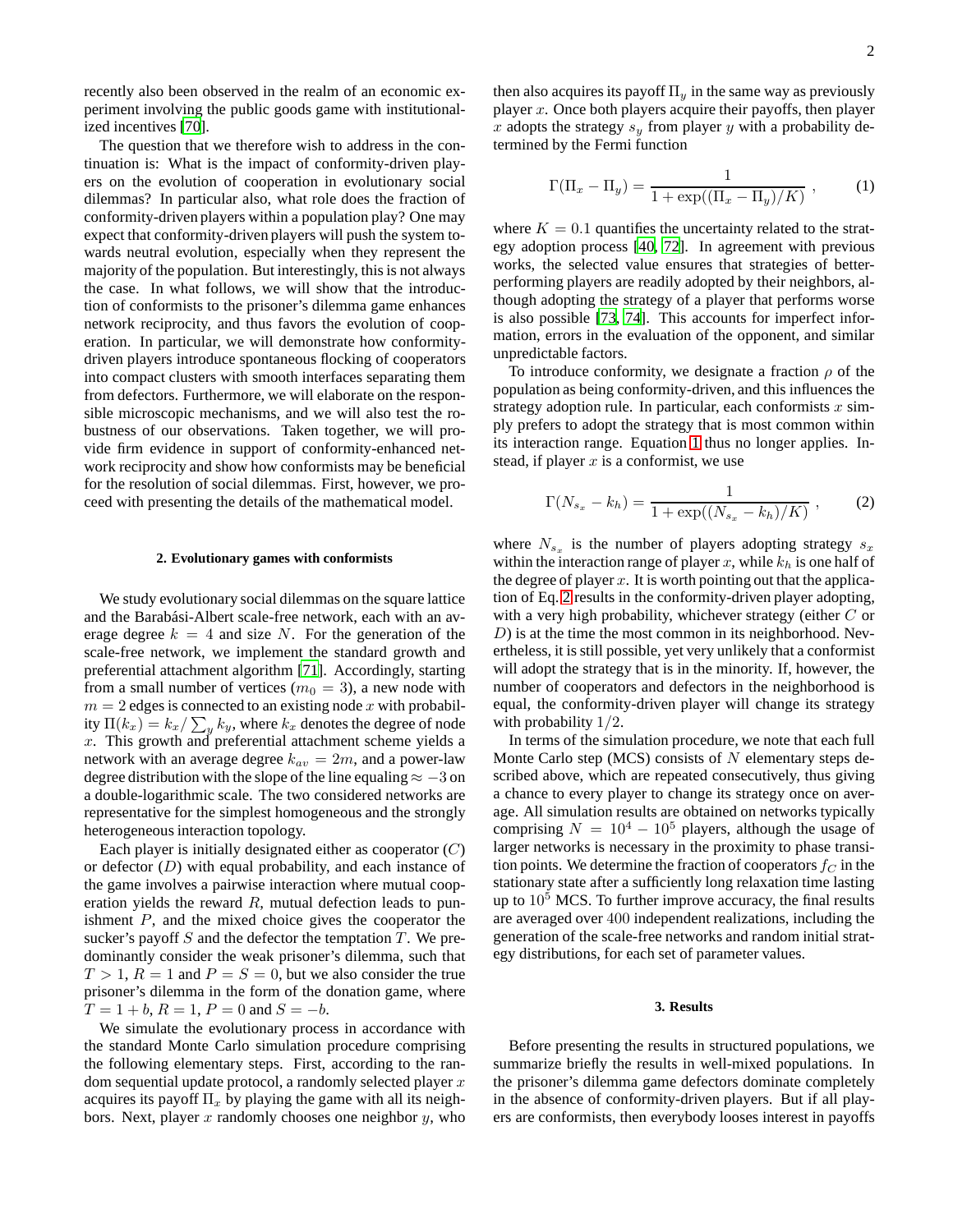recently also been observed in the realm of an economic experiment involving the public goods game with institutionalized incentives [70].

The question that we therefore wish to address in the continuation is: What is the impact of conformity-driven players on the evolution of cooperation in evolutionary social dilemmas? In particular also, what role does the fraction of conformity-driven players within a population play? One may expect that conformity-driven players will push the system towards neutral evolution, especially when they represent the majority of the population. But interestingly, this is not always the case. In what follows, we will show that the introduction of conformists to the prisoner's dilemma game enhances network reciprocity, and thus favors the evolution of cooperation. In particular, we will demonstrate how conformity-driven players introduce spontaneous flocking of cooperators into compact clusters with smooth interfaces separating them from defectors. Furthermore, we will elaborate on the responsible microscopic mechanisms, and we will also test the robustness of our observations. Taken together, we will provide firm evidence in support of conformity-enhanced network reciprocity and show how conformists may be beneficial for the resolution of social dilemmas. First, however, we proceed with presenting the details of the mathematical model.

## 2. Evolutionary games with conformists

We study evolutionary social dilemmas on the square lattice and the Barabási-Albert scale-free network, each with an average degree $k = 4$ and size $N$. For the generation of the scale-free network, we implement the standard growth and preferential attachment algorithm [71]. Accordingly, starting from a small number of vertices ($m_0 = 3$), a new node with $m = 2$ edges is connected to an existing node $x$ with probability $\Pi(k_x) = k_x / \sum_y k_y$, where $k_x$ denotes the degree of node $x$. This growth and preferential attachment scheme yields a network with an average degree $k_{av} = 2m$, and a power-law degree distribution with the slope of the line equaling $\approx -3$ on a double-logarithmic scale. The two considered networks are representative for the simplest homogeneous and the strongly heterogeneous interaction topology.

Each player is initially designated either as cooperator ($C$) or defector ($D$) with equal probability, and each instance of the game involves a pairwise interaction where mutual cooperation yields the reward $R$, mutual defection leads to punishment $P$, and the mixed choice gives the cooperator the sucker's payoff $S$ and the defector the temptation $T$. We predominantly consider the weak prisoner's dilemma, such that $T > 1$, $R = 1$ and $P = S = 0$, but we also consider the true prisoner's dilemma in the form of the donation game, where $T = 1 + b$, $R = 1$, $P = 0$ and $S = -b$.

We simulate the evolutionary process in accordance with the standard Monte Carlo simulation procedure comprising the following elementary steps. First, according to the random sequential update protocol, a randomly selected player $x$ acquires its payoff $\Pi_x$ by playing the game with all its neighbors. Next, player $x$ randomly chooses one neighbor $y$, who then also acquires its payoff $\Pi_y$ in the same way as previously player $x$. Once both players acquire their payoffs, then player $x$ adopts the strategy $s_y$ from player $y$ with a probability determined by the Fermi function

$$\Gamma(\Pi_x - \Pi_y) = \frac{1}{1 + \exp((\Pi_x - \Pi_y)/K)} \ , \tag{1}$$

where $K = 0.1$ quantifies the uncertainty related to the strategy adoption process [40, 72]. In agreement with previous works, the selected value ensures that strategies of better-performing players are readily adopted by their neighbors, although adopting the strategy of a player that performs worse is also possible [73, 74]. This accounts for imperfect information, errors in the evaluation of the opponent, and similar unpredictable factors.

To introduce conformity, we designate a fraction $\rho$ of the population as being conformity-driven, and this influences the strategy adoption rule. In particular, each conformists $x$ simply prefers to adopt the strategy that is most common within its interaction range. Equation 1 thus no longer applies. Instead, if player $x$ is a conformist, we use

$$\Gamma(N_{s_x} - k_h) = \frac{1}{1 + \exp((N_{s_x} - k_h)/K)} \ , \tag{2}$$

where $N_{s_x}$ is the number of players adopting strategy $s_x$ within the interaction range of player $x$, while $k_h$ is one half of the degree of player $x$. It is worth pointing out that the application of Eq. 2 results in the conformity-driven player adopting, with a very high probability, whichever strategy (either $C$ or $D$) is at the time the most common in its neighborhood. Nevertheless, it is still possible, yet very unlikely that a conformist will adopt the strategy that is in the minority. If, however, the number of cooperators and defectors in the neighborhood is equal, the conformity-driven player will change its strategy with probability $1/2$.

In terms of the simulation procedure, we note that each full Monte Carlo step (MCS) consists of $N$ elementary steps described above, which are repeated consecutively, thus giving a chance to every player to change its strategy once on average. All simulation results are obtained on networks typically comprising $N = 10^4 - 10^5$ players, although the usage of larger networks is necessary in the proximity to phase transition points. We determine the fraction of cooperators $f_C$ in the stationary state after a sufficiently long relaxation time lasting up to $10^5$ MCS. To further improve accuracy, the final results are averaged over 400 independent realizations, including the generation of the scale-free networks and random initial strategy distributions, for each set of parameter values.

## 3. Results

Before presenting the results in structured populations, we summarize briefly the results in well-mixed populations. In the prisoner's dilemma game defectors dominate completely in the absence of conformity-driven players. But if all players are conformists, then everybody looses interest in payoffs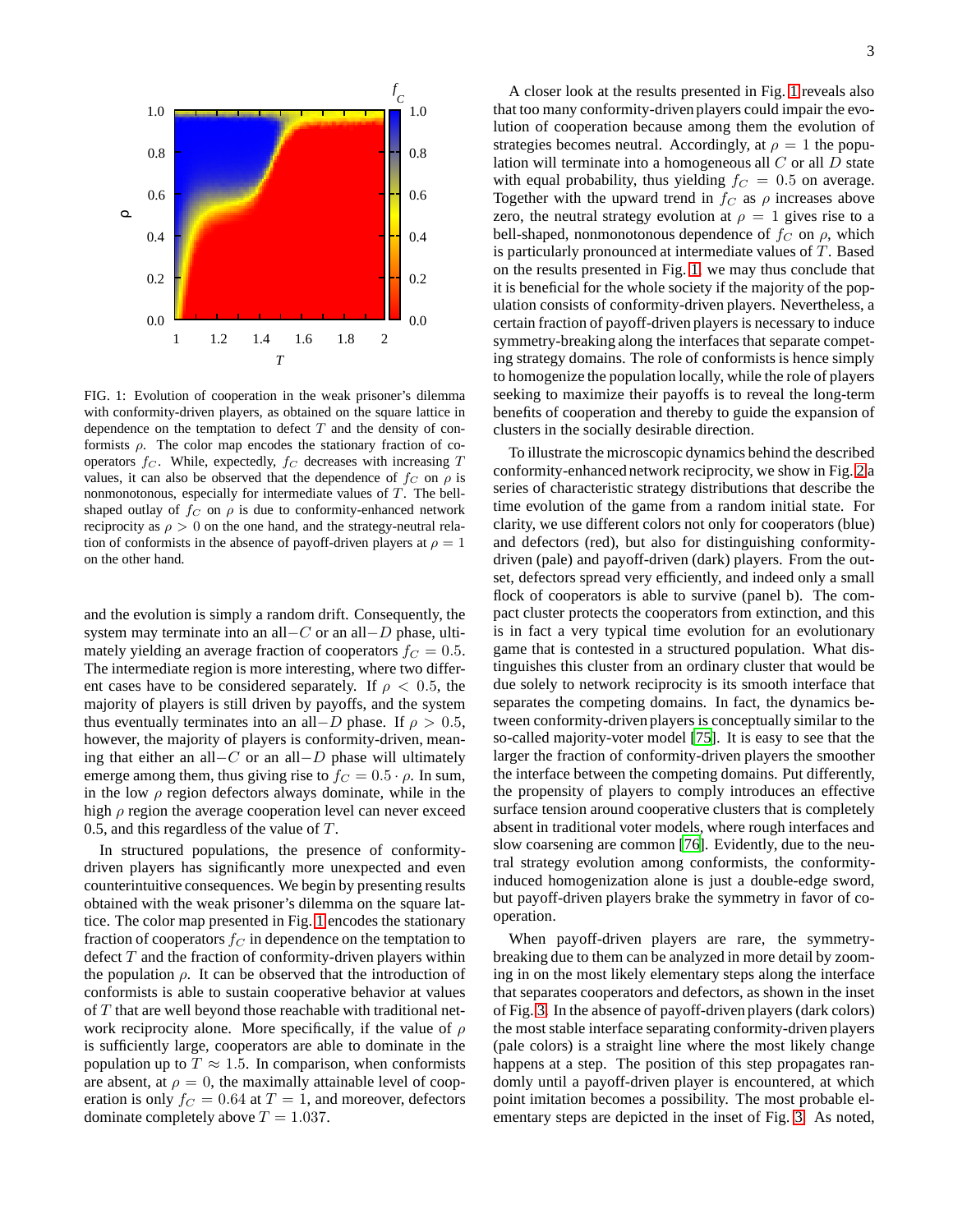FIG. 1: Evolution of cooperation in the weak prisoner's dilemma with conformity-driven players, as obtained on the square lattice in dependence on the temptation to defect $T$ and the density of conformists $\rho$. The color map encodes the stationary fraction of cooperators $f_C$. While, expectedly, $f_C$ decreases with increasing $T$ values, it can also be observed that the dependence of $f_C$ on $\rho$ is nonmonotonous, especially for intermediate values of $T$. The bell-shaped outlay of $f_C$ on $\rho$ is due to conformity-enhanced network reciprocity as $\rho > 0$ on the one hand, and the strategy-neutral relation of conformists in the absence of payoff-driven players at $\rho = 1$ on the other hand.

and the evolution is simply a random drift. Consequently, the system may terminate into an all$-C$ or an all$-D$ phase, ultimately yielding an average fraction of cooperators $f_C = 0.5$. The intermediate region is more interesting, where two different cases have to be considered separately. If $\rho < 0.5$, the majority of players is still driven by payoffs, and the system thus eventually terminates into an all$-D$ phase. If $\rho > 0.5$, however, the majority of players is conformity-driven, meaning that either an all$-C$ or an all$-D$ phase will ultimately emerge among them, thus giving rise to $f_C = 0.5 \cdot \rho$. In sum, in the low $\rho$ region defectors always dominate, while in the high $\rho$ region the average cooperation level can never exceed 0.5, and this regardless of the value of $T$.

In structured populations, the presence of conformity-driven players has significantly more unexpected and even counterintuitive consequences. We begin by presenting results obtained with the weak prisoner's dilemma on the square lattice. The color map presented in Fig. 1 encodes the stationary fraction of cooperators $f_C$ in dependence on the temptation to defect $T$ and the fraction of conformity-driven players within the population $\rho$. It can be observed that the introduction of conformists is able to sustain cooperative behavior at values of $T$ that are well beyond those reachable with traditional network reciprocity alone. More specifically, if the value of $\rho$ is sufficiently large, cooperators are able to dominate in the population up to $T \approx 1.5$. In comparison, when conformists are absent, at $\rho = 0$, the maximally attainable level of cooperation is only $f_C = 0.64$ at $T = 1$, and moreover, defectors dominate completely above $T = 1.037$.

A closer look at the results presented in Fig. 1 reveals also that too many conformity-driven players could impair the evolution of cooperation because among them the evolution of strategies becomes neutral. Accordingly, at $\rho = 1$ the population will terminate into a homogeneous all $C$ or all $D$ state with equal probability, thus yielding $f_C = 0.5$ on average. Together with the upward trend in $f_C$ as $\rho$ increases above zero, the neutral strategy evolution at $\rho = 1$ gives rise to a bell-shaped, nonmonotonous dependence of $f_C$ on $\rho$, which is particularly pronounced at intermediate values of $T$. Based on the results presented in Fig. 1, we may thus conclude that it is beneficial for the whole society if the majority of the population consists of conformity-driven players. Nevertheless, a certain fraction of payoff-driven players is necessary to induce symmetry-breaking along the interfaces that separate competing strategy domains. The role of conformists is hence simply to homogenize the population locally, while the role of players seeking to maximize their payoffs is to reveal the long-term benefits of cooperation and thereby to guide the expansion of clusters in the socially desirable direction.

To illustrate the microscopic dynamics behind the described conformity-enhanced network reciprocity, we show in Fig. 2 a series of characteristic strategy distributions that describe the time evolution of the game from a random initial state. For clarity, we use different colors not only for cooperators (blue) and defectors (red), but also for distinguishing conformity-driven (pale) and payoff-driven (dark) players. From the outset, defectors spread very efficiently, and indeed only a small flock of cooperators is able to survive (panel b). The compact cluster protects the cooperators from extinction, and this is in fact a very typical time evolution for an evolutionary game that is contested in a structured population. What distinguishes this cluster from an ordinary cluster that would be due solely to network reciprocity is its smooth interface that separates the competing domains. In fact, the dynamics between conformity-driven players is conceptually similar to the so-called majority-voter model [75]. It is easy to see that the larger the fraction of conformity-driven players the smoother the interface between the competing domains. Put differently, the propensity of players to comply introduces an effective surface tension around cooperative clusters that is completely absent in traditional voter models, where rough interfaces and slow coarsening are common [76]. Evidently, due to the neutral strategy evolution among conformists, the conformity-induced homogenization alone is just a double-edge sword, but payoff-driven players brake the symmetry in favor of cooperation.

When payoff-driven players are rare, the symmetry-breaking due to them can be analyzed in more detail by zooming in on the most likely elementary steps along the interface that separates cooperators and defectors, as shown in the inset of Fig. 3. In the absence of payoff-driven players (dark colors) the most stable interface separating conformity-driven players (pale colors) is a straight line where the most likely change happens at a step. The position of this step propagates randomly until a payoff-driven player is encountered, at which point imitation becomes a possibility. The most probable elementary steps are depicted in the inset of Fig. 3. As noted,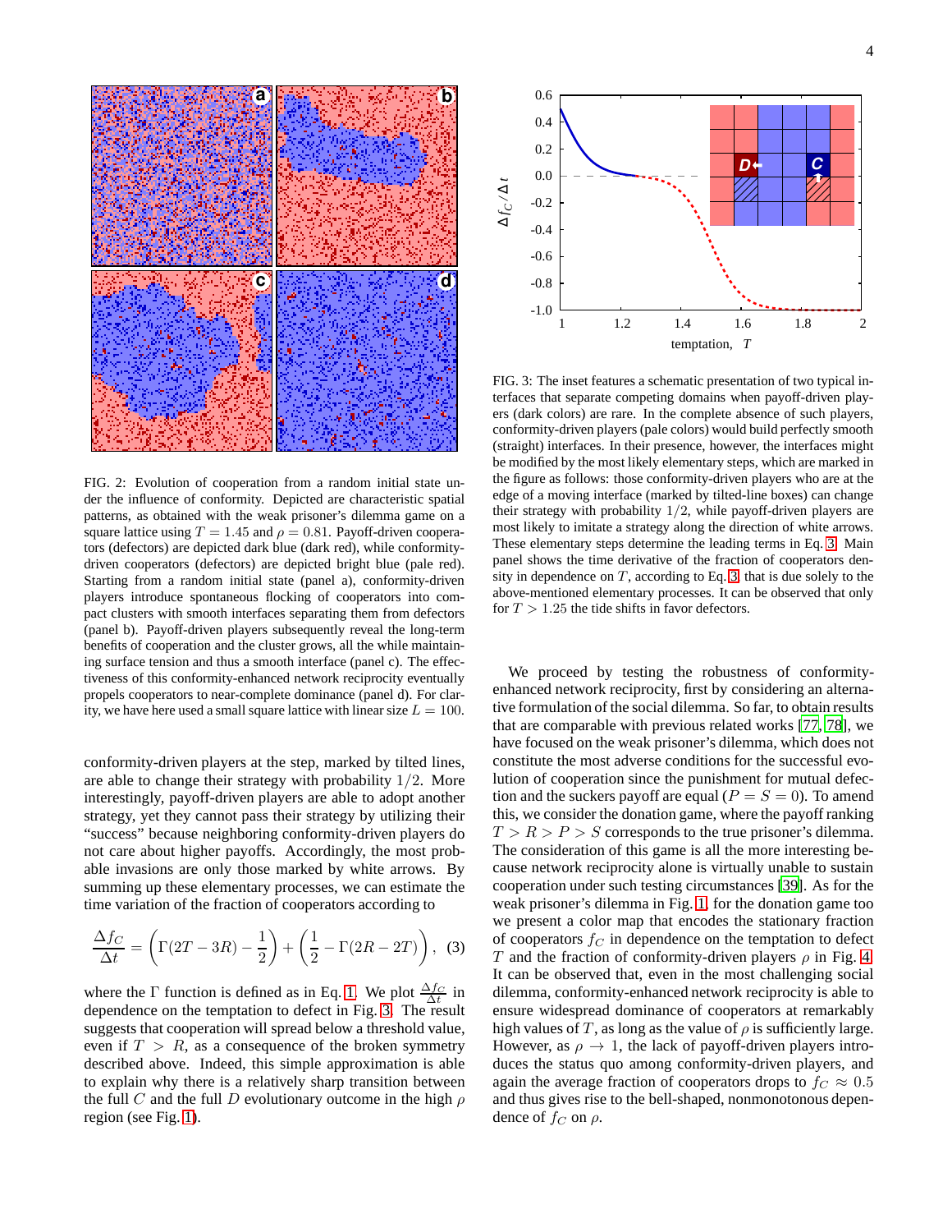FIG. 2: Evolution of cooperation from a random initial state under the influence of conformity. Depicted are characteristic spatial patterns, as obtained with the weak prisoner's dilemma game on a square lattice using $T = 1.45$ and $\rho = 0.81$. Payoff-driven cooperators (defectors) are depicted dark blue (dark red), while conformity-driven cooperators (defectors) are depicted bright blue (pale red). Starting from a random initial state (panel a), conformity-driven players introduce spontaneous flocking of cooperators into compact clusters with smooth interfaces separating them from defectors (panel b). Payoff-driven players subsequently reveal the long-term benefits of cooperation and the cluster grows, all the while maintaining surface tension and thus a smooth interface (panel c). The effectiveness of this conformity-enhanced network reciprocity eventually propels cooperators to near-complete dominance (panel d). For clarity, we have here used a small square lattice with linear size $L = 100$.

conformity-driven players at the step, marked by tilted lines, are able to change their strategy with probability $1/2$. More interestingly, payoff-driven players are able to adopt another strategy, yet they cannot pass their strategy by utilizing their "success" because neighboring conformity-driven players do not care about higher payoffs. Accordingly, the most probable invasions are only those marked by white arrows. By summing up these elementary processes, we can estimate the time variation of the fraction of cooperators according to

$$\frac{\Delta f_C}{\Delta t} = \left(\Gamma(2T - 3R) - \frac{1}{2}\right) + \left(\frac{1}{2} - \Gamma(2R - 2T)\right), \quad (3)$$

where the $\Gamma$ function is defined as in Eq. 1. We plot $\frac{\Delta f_C}{\Delta t}$ in dependence on the temptation to defect in Fig. 3. The result suggests that cooperation will spread below a threshold value, even if $T > R$, as a consequence of the broken symmetry described above. Indeed, this simple approximation is able to explain why there is a relatively sharp transition between the full $C$ and the full $D$ evolutionary outcome in the high $\rho$ region (see Fig. 1).

FIG. 3: The inset features a schematic presentation of two typical interfaces that separate competing domains when payoff-driven players (dark colors) are rare. In the complete absence of such players, conformity-driven players (pale colors) would build perfectly smooth (straight) interfaces. In their presence, however, the interfaces might be modified by the most likely elementary steps, which are marked in the figure as follows: those conformity-driven players who are at the edge of a moving interface (marked by tilted-line boxes) can change their strategy with probability $1/2$, while payoff-driven players are most likely to imitate a strategy along the direction of white arrows. These elementary steps determine the leading terms in Eq. 3. Main panel shows the time derivative of the fraction of cooperators density in dependence on $T$, according to Eq. 3 that is due solely to the above-mentioned elementary processes. It can be observed that only for $T > 1.25$ the tide shifts in favor defectors.

We proceed by testing the robustness of conformity-enhanced network reciprocity, first by considering an alternative formulation of the social dilemma. So far, to obtain results that are comparable with previous related works [77, 78], we have focused on the weak prisoner's dilemma, which does not constitute the most adverse conditions for the successful evolution of cooperation since the punishment for mutual defection and the suckers payoff are equal ($P = S = 0$). To amend this, we consider the donation game, where the payoff ranking $T > R > P > S$ corresponds to the true prisoner's dilemma. The consideration of this game is all the more interesting because network reciprocity alone is virtually unable to sustain cooperation under such testing circumstances [39]. As for the weak prisoner's dilemma in Fig. 1, for the donation game too we present a color map that encodes the stationary fraction of cooperators $f_C$ in dependence on the temptation to defect $T$ and the fraction of conformity-driven players $\rho$ in Fig. 4. It can be observed that, even in the most challenging social dilemma, conformity-enhanced network reciprocity is able to ensure widespread dominance of cooperators at remarkably high values of $T$, as long as the value of $\rho$ is sufficiently large. However, as $\rho \to 1$, the lack of payoff-driven players introduces the status quo among conformity-driven players, and again the average fraction of cooperators drops to $f_C \approx 0.5$ and thus gives rise to the bell-shaped, nonmonotonous dependence of $f_C$ on $\rho$.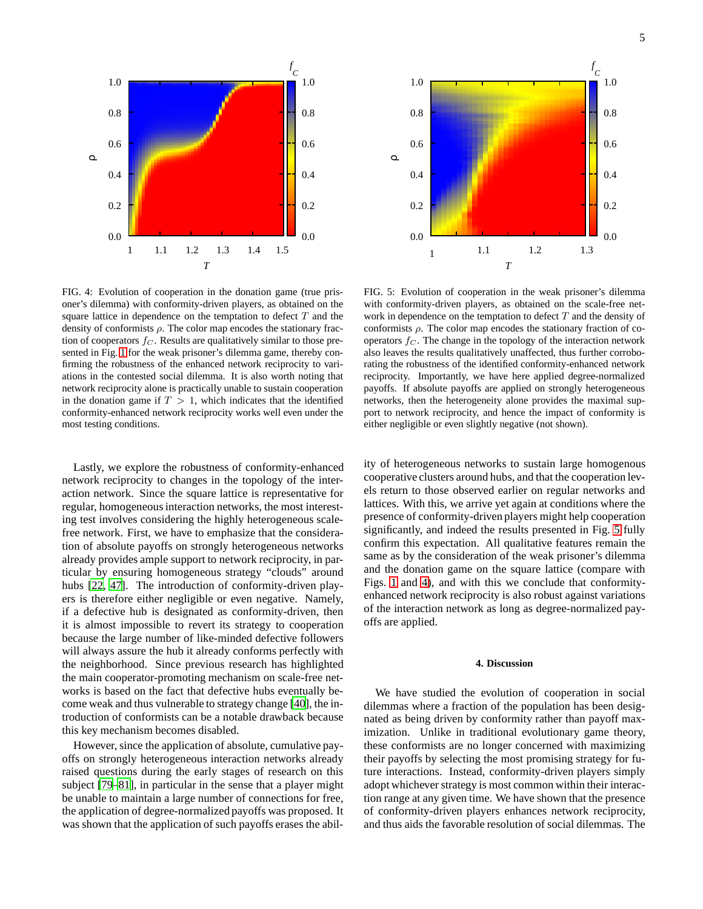FIG. 4: Evolution of cooperation in the donation game (true prisoner's dilemma) with conformity-driven players, as obtained on the square lattice in dependence on the temptation to defect $T$ and the density of conformists $\rho$. The color map encodes the stationary fraction of cooperators $f_C$. Results are qualitatively similar to those presented in Fig. 1 for the weak prisoner's dilemma game, thereby confirming the robustness of the enhanced network reciprocity to variations in the contested social dilemma. It is also worth noting that network reciprocity alone is practically unable to sustain cooperation in the donation game if $T > 1$, which indicates that the identified conformity-enhanced network reciprocity works well even under the most testing conditions.

FIG. 5: Evolution of cooperation in the weak prisoner's dilemma with conformity-driven players, as obtained on the scale-free network in dependence on the temptation to defect $T$ and the density of conformists $\rho$. The color map encodes the stationary fraction of cooperators $f_C$. The change in the topology of the interaction network also leaves the results qualitatively unaffected, thus further corroborating the robustness of the identified conformity-enhanced network reciprocity. Importantly, we have here applied degree-normalized payoffs. If absolute payoffs are applied on strongly heterogeneous networks, then the heterogeneity alone provides the maximal support to network reciprocity, and hence the impact of conformity is either negligible or even slightly negative (not shown).

Lastly, we explore the robustness of conformity-enhanced network reciprocity to changes in the topology of the interaction network. Since the square lattice is representative for regular, homogeneous interaction networks, the most interesting test involves considering the highly heterogeneous scale-free network. First, we have to emphasize that the consideration of absolute payoffs on strongly heterogeneous networks already provides ample support to network reciprocity, in particular by ensuring homogeneous strategy "clouds" around hubs [22, 47]. The introduction of conformity-driven players is therefore either negligible or even negative. Namely, if a defective hub is designated as conformity-driven, then it is almost impossible to revert its strategy to cooperation because the large number of like-minded defective followers will always assure the hub it already conforms perfectly with the neighborhood. Since previous research has highlighted the main cooperator-promoting mechanism on scale-free networks is based on the fact that defective hubs eventually become weak and thus vulnerable to strategy change [40], the introduction of conformists can be a notable drawback because this key mechanism becomes disabled.

However, since the application of absolute, cumulative payoffs on strongly heterogeneous interaction networks already raised questions during the early stages of research on this subject [79–81], in particular in the sense that a player might be unable to maintain a large number of connections for free, the application of degree-normalized payoffs was proposed. It was shown that the application of such payoffs erases the ability of heterogeneous networks to sustain large homogenous cooperative clusters around hubs, and that the cooperation levels return to those observed earlier on regular networks and lattices. With this, we arrive yet again at conditions where the presence of conformity-driven players might help cooperation significantly, and indeed the results presented in Fig. 5 fully confirm this expectation. All qualitative features remain the same as by the consideration of the weak prisoner's dilemma and the donation game on the square lattice (compare with Figs. 1 and 4), and with this we conclude that conformity-enhanced network reciprocity is also robust against variations of the interaction network as long as degree-normalized payoffs are applied.

### 4. Discussion

We have studied the evolution of cooperation in social dilemmas where a fraction of the population has been designated as being driven by conformity rather than payoff maximization. Unlike in traditional evolutionary game theory, these conformists are no longer concerned with maximizing their payoffs by selecting the most promising strategy for future interactions. Instead, conformity-driven players simply adopt whichever strategy is most common within their interaction range at any given time. We have shown that the presence of conformity-driven players enhances network reciprocity, and thus aids the favorable resolution of social dilemmas. The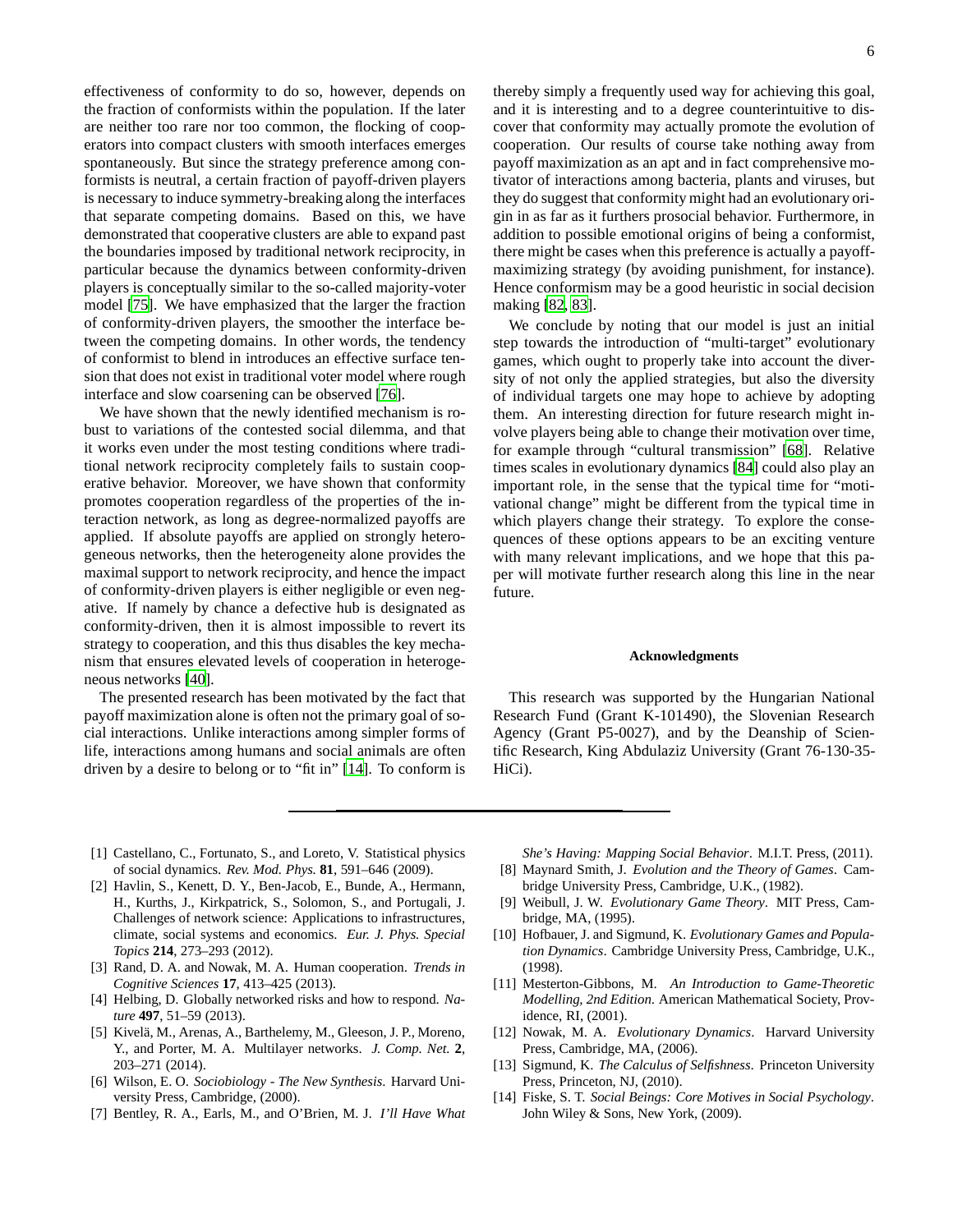effectiveness of conformity to do so, however, depends on the fraction of conformists within the population. If the later are neither too rare nor too common, the flocking of cooperators into compact clusters with smooth interfaces emerges spontaneously. But since the strategy preference among conformists is neutral, a certain fraction of payoff-driven players is necessary to induce symmetry-breaking along the interfaces that separate competing domains. Based on this, we have demonstrated that cooperative clusters are able to expand past the boundaries imposed by traditional network reciprocity, in particular because the dynamics between conformity-driven players is conceptually similar to the so-called majority-voter model [75]. We have emphasized that the larger the fraction of conformity-driven players, the smoother the interface between the competing domains. In other words, the tendency of conformist to blend in introduces an effective surface tension that does not exist in traditional voter model where rough interface and slow coarsening can be observed [76].

We have shown that the newly identified mechanism is robust to variations of the contested social dilemma, and that it works even under the most testing conditions where traditional network reciprocity completely fails to sustain cooperative behavior. Moreover, we have shown that conformity promotes cooperation regardless of the properties of the interaction network, as long as degree-normalized payoffs are applied. If absolute payoffs are applied on strongly heterogeneous networks, then the heterogeneity alone provides the maximal support to network reciprocity, and hence the impact of conformity-driven players is either negligible or even negative. If namely by chance a defective hub is designated as conformity-driven, then it is almost impossible to revert its strategy to cooperation, and this thus disables the key mechanism that ensures elevated levels of cooperation in heterogeneous networks [40].

The presented research has been motivated by the fact that payoff maximization alone is often not the primary goal of social interactions. Unlike interactions among simpler forms of life, interactions among humans and social animals are often driven by a desire to belong or to "fit in" [14]. To conform is thereby simply a frequently used way for achieving this goal, and it is interesting and to a degree counterintuitive to discover that conformity may actually promote the evolution of cooperation. Our results of course take nothing away from payoff maximization as an apt and in fact comprehensive motivator of interactions among bacteria, plants and viruses, but they do suggest that conformity might had an evolutionary origin in as far as it furthers prosocial behavior. Furthermore, in addition to possible emotional origins of being a conformist, there might be cases when this preference is actually a payoff-maximizing strategy (by avoiding punishment, for instance). Hence conformism may be a good heuristic in social decision making [82, 83].

We conclude by noting that our model is just an initial step towards the introduction of "multi-target" evolutionary games, which ought to properly take into account the diversity of not only the applied strategies, but also the diversity of individual targets one may hope to achieve by adopting them. An interesting direction for future research might involve players being able to change their motivation over time, for example through "cultural transmission" [68]. Relative times scales in evolutionary dynamics [84] could also play an important role, in the sense that the typical time for "motivational change" might be different from the typical time in which players change their strategy. To explore the consequences of these options appears to be an exciting venture with many relevant implications, and we hope that this paper will motivate further research along this line in the near future.

### Acknowledgments

This research was supported by the Hungarian National Research Fund (Grant K-101490), the Slovenian Research Agency (Grant P5-0027), and by the Deanship of Scientific Research, King Abdulaziz University (Grant 76-130-35-HiCi).

---

[1] Castellano, C., Fortunato, S., and Loreto, V. Statistical physics of social dynamics. *Rev. Mod. Phys.* **81**, 591–646 (2009).

[2] Havlin, S., Kenett, D. Y., Ben-Jacob, E., Bunde, A., Hermann, H., Kurths, J., Kirkpatrick, S., Solomon, S., and Portugali, J. Challenges of network science: Applications to infrastructures, climate, social systems and economics. *Eur. J. Phys. Special Topics* **214**, 273–293 (2012).

[3] Rand, D. A. and Nowak, M. A. Human cooperation. *Trends in Cognitive Sciences* **17**, 413–425 (2013).

[4] Helbing, D. Globally networked risks and how to respond. *Nature* **497**, 51–59 (2013).

[5] Kivelä, M., Arenas, A., Barthelemy, M., Gleeson, J. P., Moreno, Y., and Porter, M. A. Multilayer networks. *J. Comp. Net.* **2**, 203–271 (2014).

[6] Wilson, E. O. *Sociobiology - The New Synthesis*. Harvard University Press, Cambridge, (2000).

[7] Bentley, R. A., Earls, M., and O'Brien, M. J. *I'll Have What She's Having: Mapping Social Behavior*. M.I.T. Press, (2011).

[8] Maynard Smith, J. *Evolution and the Theory of Games*. Cambridge University Press, Cambridge, U.K., (1982).

[9] Weibull, J. W. *Evolutionary Game Theory*. MIT Press, Cambridge, MA, (1995).

[10] Hofbauer, J. and Sigmund, K. *Evolutionary Games and Population Dynamics*. Cambridge University Press, Cambridge, U.K., (1998).

[11] Mesterton-Gibbons, M. *An Introduction to Game-Theoretic Modelling, 2nd Edition*. American Mathematical Society, Providence, RI, (2001).

[12] Nowak, M. A. *Evolutionary Dynamics*. Harvard University Press, Cambridge, MA, (2006).

[13] Sigmund, K. *The Calculus of Selfishness*. Princeton University Press, Princeton, NJ, (2010).

[14] Fiske, S. T. *Social Beings: Core Motives in Social Psychology*. John Wiley & Sons, New York, (2009).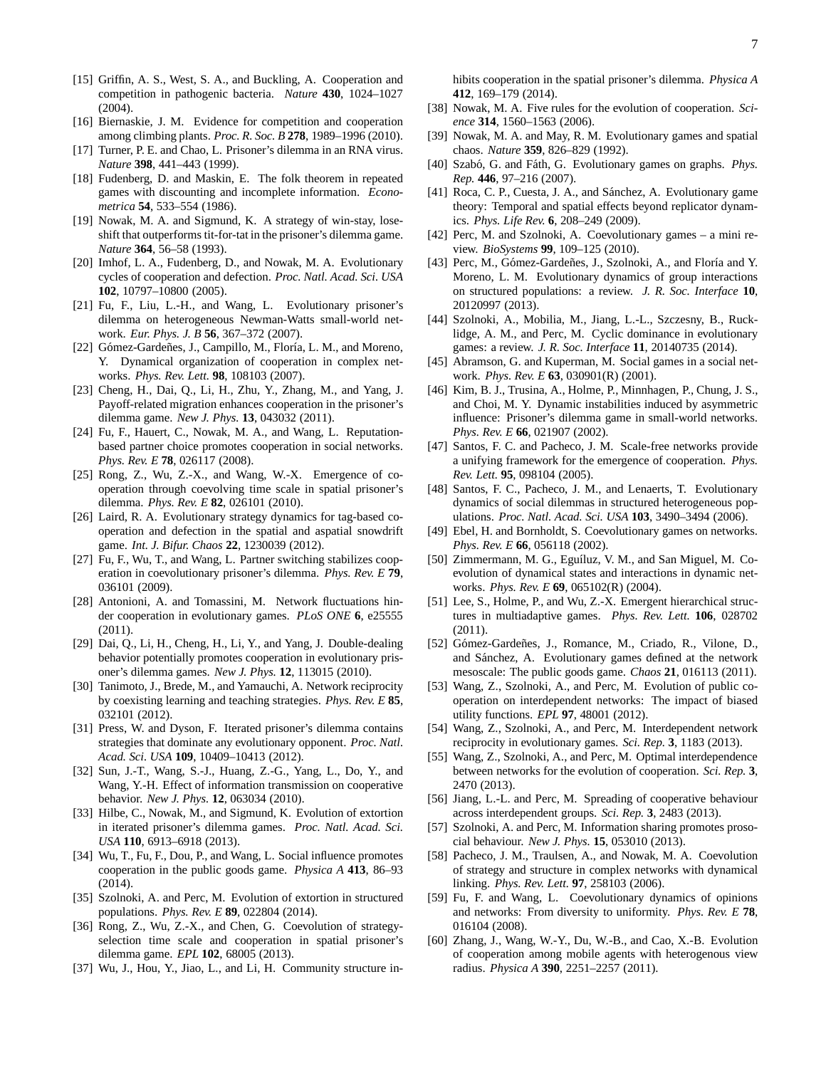[15] Griffin, A. S., West, S. A., and Buckling, A. Cooperation and competition in pathogenic bacteria. *Nature* **430**, 1024–1027 (2004).

[16] Biernaskie, J. M. Evidence for competition and cooperation among climbing plants. *Proc. R. Soc. B* **278**, 1989–1996 (2010).

[17] Turner, P. E. and Chao, L. Prisoner's dilemma in an RNA virus. *Nature* **398**, 441–443 (1999).

[18] Fudenberg, D. and Maskin, E. The folk theorem in repeated games with discounting and incomplete information. *Econometrica* **54**, 533–554 (1986).

[19] Nowak, M. A. and Sigmund, K. A strategy of win-stay, lose-shift that outperforms tit-for-tat in the prisoner's dilemma game. *Nature* **364**, 56–58 (1993).

[20] Imhof, L. A., Fudenberg, D., and Nowak, M. A. Evolutionary cycles of cooperation and defection. *Proc. Natl. Acad. Sci. USA* **102**, 10797–10800 (2005).

[21] Fu, F., Liu, L.-H., and Wang, L. Evolutionary prisoner's dilemma on heterogeneous Newman-Watts small-world network. *Eur. Phys. J. B* **56**, 367–372 (2007).

[22] Gómez-Gardeñes, J., Campillo, M., Floría, L. M., and Moreno, Y. Dynamical organization of cooperation in complex networks. *Phys. Rev. Lett.* **98**, 108103 (2007).

[23] Cheng, H., Dai, Q., Li, H., Zhu, Y., Zhang, M., and Yang, J. Payoff-related migration enhances cooperation in the prisoner's dilemma game. *New J. Phys.* **13**, 043032 (2011).

[24] Fu, F., Hauert, C., Nowak, M. A., and Wang, L. Reputation-based partner choice promotes cooperation in social networks. *Phys. Rev. E* **78**, 026117 (2008).

[25] Rong, Z., Wu, Z.-X., and Wang, W.-X. Emergence of cooperation through coevolving time scale in spatial prisoner's dilemma. *Phys. Rev. E* **82**, 026101 (2010).

[26] Laird, R. A. Evolutionary strategy dynamics for tag-based cooperation and defection in the spatial and aspatial snowdrift game. *Int. J. Bifur. Chaos* **22**, 1230039 (2012).

[27] Fu, F., Wu, T., and Wang, L. Partner switching stabilizes cooperation in coevolutionary prisoner's dilemma. *Phys. Rev. E* **79**, 036101 (2009).

[28] Antonioni, A. and Tomassini, M. Network fluctuations hinder cooperation in evolutionary games. *PLoS ONE* **6**, e25555 (2011).

[29] Dai, Q., Li, H., Cheng, H., Li, Y., and Yang, J. Double-dealing behavior potentially promotes cooperation in evolutionary prisoner's dilemma games. *New J. Phys.* **12**, 113015 (2010).

[30] Tanimoto, J., Brede, M., and Yamauchi, A. Network reciprocity by coexisting learning and teaching strategies. *Phys. Rev. E* **85**, 032101 (2012).

[31] Press, W. and Dyson, F. Iterated prisoner's dilemma contains strategies that dominate any evolutionary opponent. *Proc. Natl. Acad. Sci. USA* **109**, 10409–10413 (2012).

[32] Sun, J.-T., Wang, S.-J., Huang, Z.-G., Yang, L., Do, Y., and Wang, Y.-H. Effect of information transmission on cooperative behavior. *New J. Phys.* **12**, 063034 (2010).

[33] Hilbe, C., Nowak, M., and Sigmund, K. Evolution of extortion in iterated prisoner's dilemma games. *Proc. Natl. Acad. Sci. USA* **110**, 6913–6918 (2013).

[34] Wu, T., Fu, F., Dou, P., and Wang, L. Social influence promotes cooperation in the public goods game. *Physica A* **413**, 86–93 (2014).

[35] Szolnoki, A. and Perc, M. Evolution of extortion in structured populations. *Phys. Rev. E* **89**, 022804 (2014).

[36] Rong, Z., Wu, Z.-X., and Chen, G. Coevolution of strategy-selection time scale and cooperation in spatial prisoner's dilemma game. *EPL* **102**, 68005 (2013).

[37] Wu, J., Hou, Y., Jiao, L., and Li, H. Community structure inhibits cooperation in the spatial prisoner's dilemma. *Physica A* **412**, 169–179 (2014).

[38] Nowak, M. A. Five rules for the evolution of cooperation. *Science* **314**, 1560–1563 (2006).

[39] Nowak, M. A. and May, R. M. Evolutionary games and spatial chaos. *Nature* **359**, 826–829 (1992).

[40] Szabó, G. and Fáth, G. Evolutionary games on graphs. *Phys. Rep.* **446**, 97–216 (2007).

[41] Roca, C. P., Cuesta, J. A., and Sánchez, A. Evolutionary game theory: Temporal and spatial effects beyond replicator dynamics. *Phys. Life Rev.* **6**, 208–249 (2009).

[42] Perc, M. and Szolnoki, A. Coevolutionary games – a mini review. *BioSystems* **99**, 109–125 (2010).

[43] Perc, M., Gómez-Gardeñes, J., Szolnoki, A., and Floría and Y. Moreno, L. M. Evolutionary dynamics of group interactions on structured populations: a review. *J. R. Soc. Interface* **10**, 20120997 (2013).

[44] Szolnoki, A., Mobilia, M., Jiang, L.-L., Szczesny, B., Rucklidge, A. M., and Perc, M. Cyclic dominance in evolutionary games: a review. *J. R. Soc. Interface* **11**, 20140735 (2014).

[45] Abramson, G. and Kuperman, M. Social games in a social network. *Phys. Rev. E* **63**, 030901(R) (2001).

[46] Kim, B. J., Trusina, A., Holme, P., Minnhagen, P., Chung, J. S., and Choi, M. Y. Dynamic instabilities induced by asymmetric influence: Prisoner's dilemma game in small-world networks. *Phys. Rev. E* **66**, 021907 (2002).

[47] Santos, F. C. and Pacheco, J. M. Scale-free networks provide a unifying framework for the emergence of cooperation. *Phys. Rev. Lett.* **95**, 098104 (2005).

[48] Santos, F. C., Pacheco, J. M., and Lenaerts, T. Evolutionary dynamics of social dilemmas in structured heterogeneous populations. *Proc. Natl. Acad. Sci. USA* **103**, 3490–3494 (2006).

[49] Ebel, H. and Bornholdt, S. Coevolutionary games on networks. *Phys. Rev. E* **66**, 056118 (2002).

[50] Zimmermann, M. G., Eguíluz, V. M., and San Miguel, M. Coevolution of dynamical states and interactions in dynamic networks. *Phys. Rev. E* **69**, 065102(R) (2004).

[51] Lee, S., Holme, P., and Wu, Z.-X. Emergent hierarchical structures in multiadaptive games. *Phys. Rev. Lett.* **106**, 028702 (2011).

[52] Gómez-Gardeñes, J., Romance, M., Criado, R., Vilone, D., and Sánchez, A. Evolutionary games defined at the network mesoscale: The public goods game. *Chaos* **21**, 016113 (2011).

[53] Wang, Z., Szolnoki, A., and Perc, M. Evolution of public cooperation on interdependent networks: The impact of biased utility functions. *EPL* **97**, 48001 (2012).

[54] Wang, Z., Szolnoki, A., and Perc, M. Interdependent network reciprocity in evolutionary games. *Sci. Rep.* **3**, 1183 (2013).

[55] Wang, Z., Szolnoki, A., and Perc, M. Optimal interdependence between networks for the evolution of cooperation. *Sci. Rep.* **3**, 2470 (2013).

[56] Jiang, L.-L. and Perc, M. Spreading of cooperative behaviour across interdependent groups. *Sci. Rep.* **3**, 2483 (2013).

[57] Szolnoki, A. and Perc, M. Information sharing promotes prosocial behaviour. *New J. Phys.* **15**, 053010 (2013).

[58] Pacheco, J. M., Traulsen, A., and Nowak, M. A. Coevolution of strategy and structure in complex networks with dynamical linking. *Phys. Rev. Lett.* **97**, 258103 (2006).

[59] Fu, F. and Wang, L. Coevolutionary dynamics of opinions and networks: From diversity to uniformity. *Phys. Rev. E* **78**, 016104 (2008).

[60] Zhang, J., Wang, W.-Y., Du, W.-B., and Cao, X.-B. Evolution of cooperation among mobile agents with heterogenous view radius. *Physica A* **390**, 2251–2257 (2011).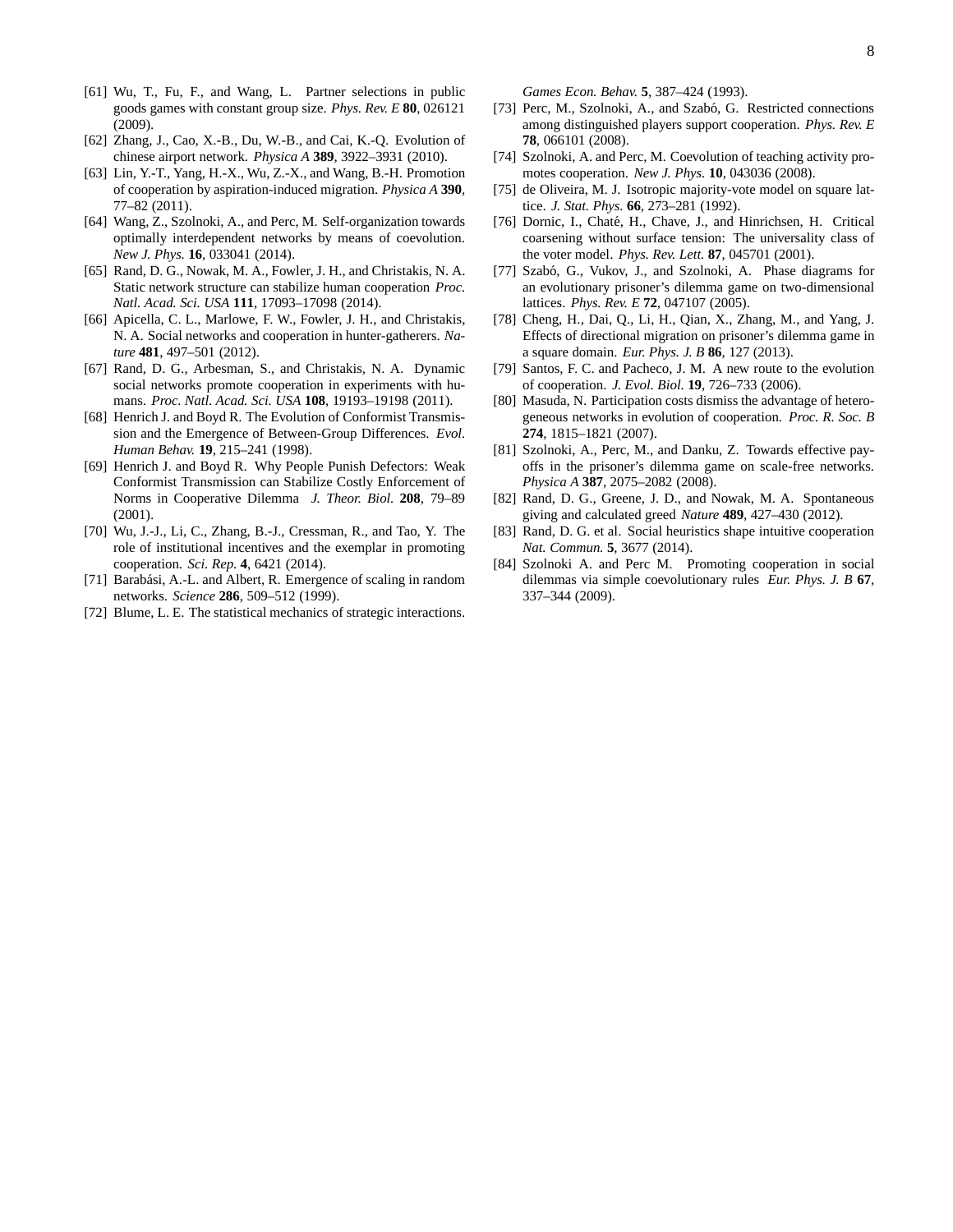- [61] Wu, T., Fu, F., and Wang, L. Partner selections in public goods games with constant group size. *Phys. Rev. E* **80**, 026121 (2009).
- [62] Zhang, J., Cao, X.-B., Du, W.-B., and Cai, K.-Q. Evolution of chinese airport network. *Physica A* **389**, 3922–3931 (2010).
- [63] Lin, Y.-T., Yang, H.-X., Wu, Z.-X., and Wang, B.-H. Promotion of cooperation by aspiration-induced migration. *Physica A* **390**, 77–82 (2011).
- [64] Wang, Z., Szolnoki, A., and Perc, M. Self-organization towards optimally interdependent networks by means of coevolution. *New J. Phys.* **16**, 033041 (2014).
- [65] Rand, D. G., Nowak, M. A., Fowler, J. H., and Christakis, N. A. Static network structure can stabilize human cooperation *Proc. Natl. Acad. Sci. USA* **111**, 17093–17098 (2014).
- [66] Apicella, C. L., Marlowe, F. W., Fowler, J. H., and Christakis, N. A. Social networks and cooperation in hunter-gatherers. *Nature* **481**, 497–501 (2012).
- [67] Rand, D. G., Arbesman, S., and Christakis, N. A. Dynamic social networks promote cooperation in experiments with humans. *Proc. Natl. Acad. Sci. USA* **108**, 19193–19198 (2011).
- [68] Henrich J. and Boyd R. The Evolution of Conformist Transmission and the Emergence of Between-Group Differences. *Evol. Human Behav.* **19**, 215–241 (1998).
- [69] Henrich J. and Boyd R. Why People Punish Defectors: Weak Conformist Transmission can Stabilize Costly Enforcement of Norms in Cooperative Dilemma *J. Theor. Biol.* **208**, 79–89 (2001).
- [70] Wu, J.-J., Li, C., Zhang, B.-J., Cressman, R., and Tao, Y. The role of institutional incentives and the exemplar in promoting cooperation. *Sci. Rep.* **4**, 6421 (2014).
- [71] Barabási, A.-L. and Albert, R. Emergence of scaling in random networks. *Science* **286**, 509–512 (1999).
- [72] Blume, L. E. The statistical mechanics of strategic interactions. *Games Econ. Behav.* **5**, 387–424 (1993).
- [73] Perc, M., Szolnoki, A., and Szabó, G. Restricted connections among distinguished players support cooperation. *Phys. Rev. E* **78**, 066101 (2008).
- [74] Szolnoki, A. and Perc, M. Coevolution of teaching activity promotes cooperation. *New J. Phys.* **10**, 043036 (2008).
- [75] de Oliveira, M. J. Isotropic majority-vote model on square lattice. *J. Stat. Phys.* **66**, 273–281 (1992).
- [76] Dornic, I., Chaté, H., Chave, J., and Hinrichsen, H. Critical coarsening without surface tension: The universality class of the voter model. *Phys. Rev. Lett.* **87**, 045701 (2001).
- [77] Szabó, G., Vukov, J., and Szolnoki, A. Phase diagrams for an evolutionary prisoner's dilemma game on two-dimensional lattices. *Phys. Rev. E* **72**, 047107 (2005).
- [78] Cheng, H., Dai, Q., Li, H., Qian, X., Zhang, M., and Yang, J. Effects of directional migration on prisoner's dilemma game in a square domain. *Eur. Phys. J. B* **86**, 127 (2013).
- [79] Santos, F. C. and Pacheco, J. M. A new route to the evolution of cooperation. *J. Evol. Biol.* **19**, 726–733 (2006).
- [80] Masuda, N. Participation costs dismiss the advantage of heterogeneous networks in evolution of cooperation. *Proc. R. Soc. B* **274**, 1815–1821 (2007).
- [81] Szolnoki, A., Perc, M., and Danku, Z. Towards effective payoffs in the prisoner's dilemma game on scale-free networks. *Physica A* **387**, 2075–2082 (2008).
- [82] Rand, D. G., Greene, J. D., and Nowak, M. A. Spontaneous giving and calculated greed *Nature* **489**, 427–430 (2012).
- [83] Rand, D. G. et al. Social heuristics shape intuitive cooperation *Nat. Commun.* **5**, 3677 (2014).
- [84] Szolnoki A. and Perc M. Promoting cooperation in social dilemmas via simple coevolutionary rules *Eur. Phys. J. B* **67**, 337–344 (2009).